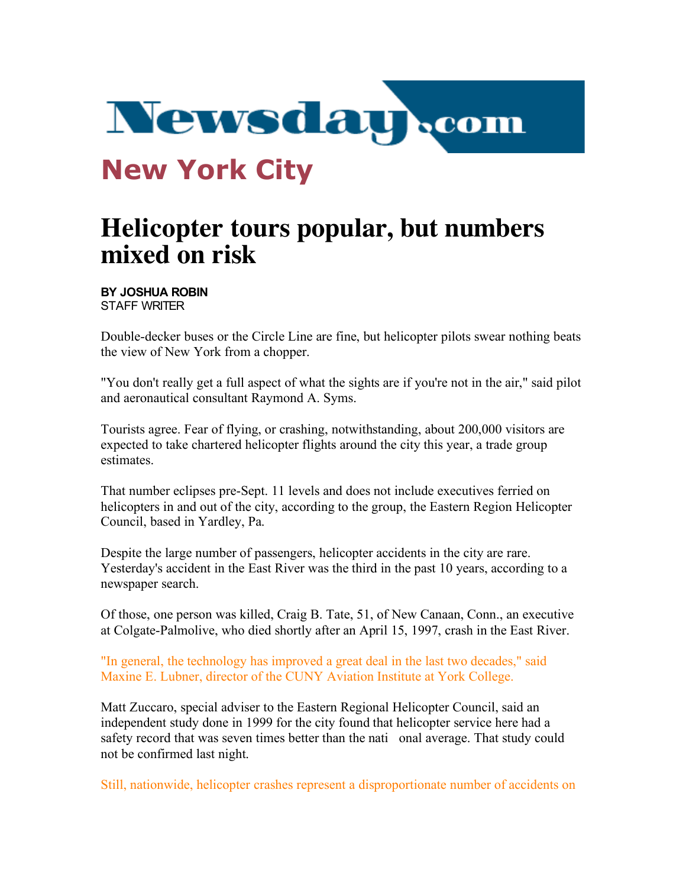# Newsday.com

## New York City

# Helicopter tours popular, but numbers mixed on risk

**BY JOSHUA ROBIN**
STAFF WRITER

Double-decker buses or the Circle Line are fine, but helicopter pilots swear nothing beats the view of New York from a chopper.

"You don't really get a full aspect of what the sights are if you're not in the air," said pilot and aeronautical consultant Raymond A. Syms.

Tourists agree. Fear of flying, or crashing, notwithstanding, about 200,000 visitors are expected to take chartered helicopter flights around the city this year, a trade group estimates.

That number eclipses pre-Sept. 11 levels and does not include executives ferried on helicopters in and out of the city, according to the group, the Eastern Region Helicopter Council, based in Yardley, Pa.

Despite the large number of passengers, helicopter accidents in the city are rare. Yesterday's accident in the East River was the third in the past 10 years, according to a newspaper search.

Of those, one person was killed, Craig B. Tate, 51, of New Canaan, Conn., an executive at Colgate-Palmolive, who died shortly after an April 15, 1997, crash in the East River.

"In general, the technology has improved a great deal in the last two decades," said Maxine E. Lubner, director of the CUNY Aviation Institute at York College.

Matt Zuccaro, special adviser to the Eastern Regional Helicopter Council, said an independent study done in 1999 for the city found that helicopter service here had a safety record that was seven times better than the national average. That study could not be confirmed last night.

Still, nationwide, helicopter crashes represent a disproportionate number of accidents on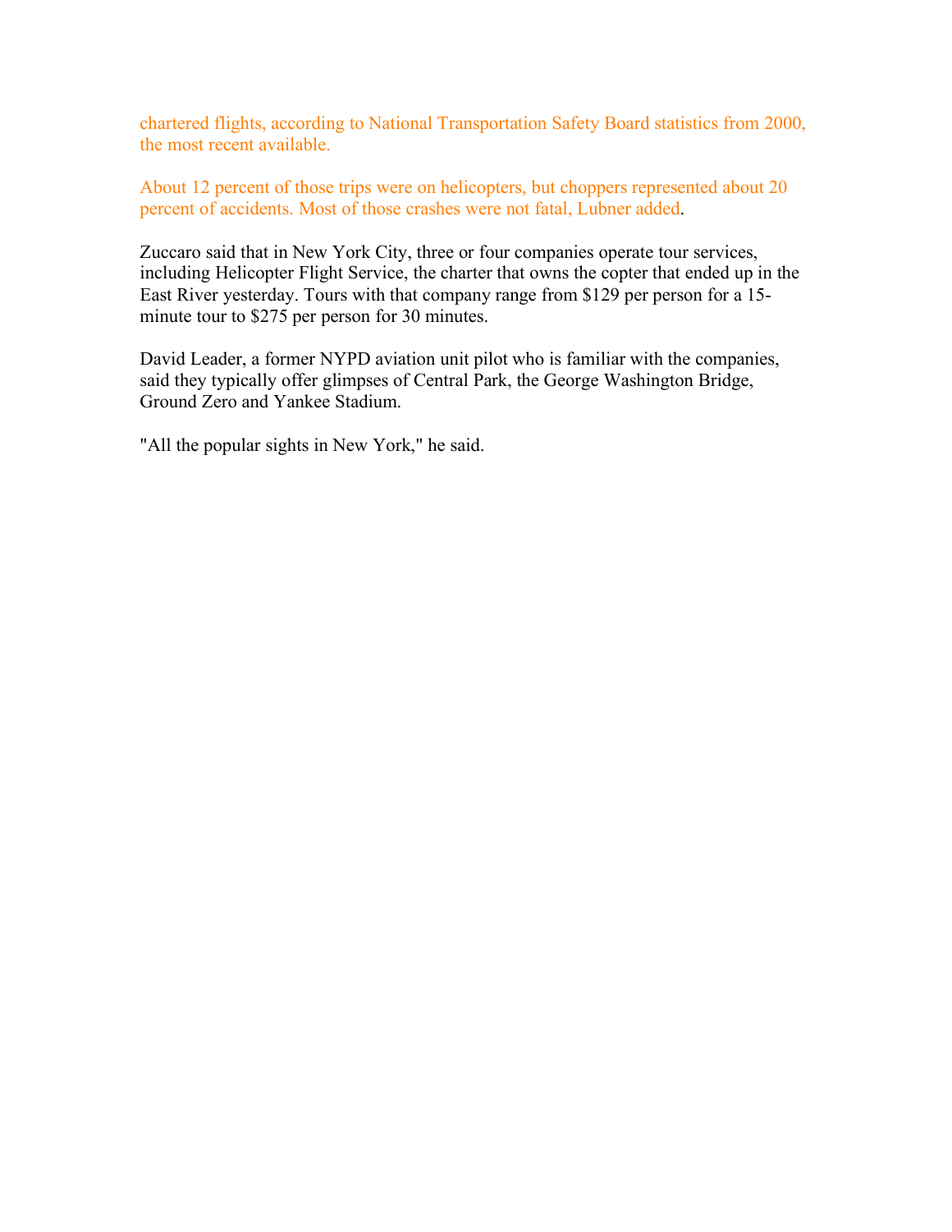chartered flights, according to National Transportation Safety Board statistics from 2000, the most recent available.

About 12 percent of those trips were on helicopters, but choppers represented about 20 percent of accidents. Most of those crashes were not fatal, Lubner added.

Zuccaro said that in New York City, three or four companies operate tour services, including Helicopter Flight Service, the charter that owns the copter that ended up in the East River yesterday. Tours with that company range from $129 per person for a 15-minute tour to $275 per person for 30 minutes.

David Leader, a former NYPD aviation unit pilot who is familiar with the companies, said they typically offer glimpses of Central Park, the George Washington Bridge, Ground Zero and Yankee Stadium.

"All the popular sights in New York," he said.